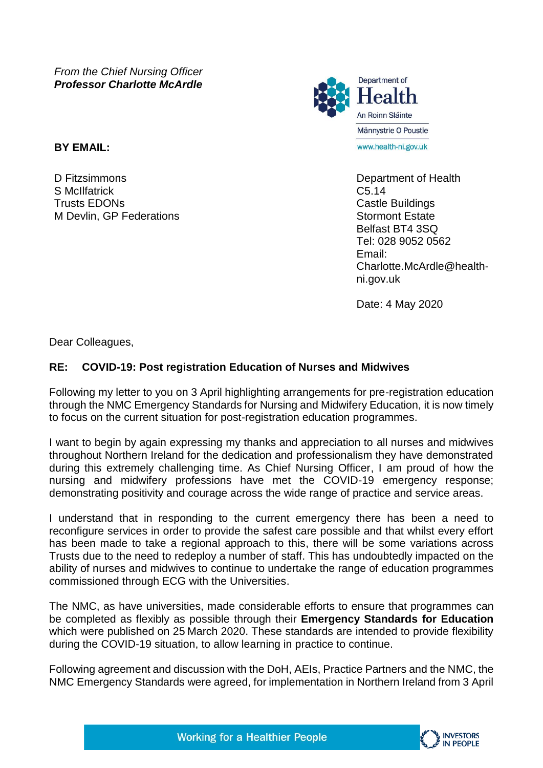*From the Chief Nursing Officer*
***Professor Charlotte McArdle***

Department of Health
An Roinn Sláinte
Männystrie O Poustie
www.health-ni.gov.uk

**BY EMAIL:**

D Fitzsimmons
S McIlfatrick
Trusts EDONs
M Devlin, GP Federations

Department of Health
C5.14
Castle Buildings
Stormont Estate
Belfast BT4 3SQ
Tel: 028 9052 0562
Email: Charlotte.McArdle@health-ni.gov.uk

Date: 4 May 2020

Dear Colleagues,

**RE: COVID-19: Post registration Education of Nurses and Midwives**

Following my letter to you on 3 April highlighting arrangements for pre-registration education through the NMC Emergency Standards for Nursing and Midwifery Education, it is now timely to focus on the current situation for post-registration education programmes.

I want to begin by again expressing my thanks and appreciation to all nurses and midwives throughout Northern Ireland for the dedication and professionalism they have demonstrated during this extremely challenging time. As Chief Nursing Officer, I am proud of how the nursing and midwifery professions have met the COVID-19 emergency response; demonstrating positivity and courage across the wide range of practice and service areas.

I understand that in responding to the current emergency there has been a need to reconfigure services in order to provide the safest care possible and that whilst every effort has been made to take a regional approach to this, there will be some variations across Trusts due to the need to redeploy a number of staff. This has undoubtedly impacted on the ability of nurses and midwives to continue to undertake the range of education programmes commissioned through ECG with the Universities.

The NMC, as have universities, made considerable efforts to ensure that programmes can be completed as flexibly as possible through their **Emergency Standards for Education** which were published on 25 March 2020. These standards are intended to provide flexibility during the COVID-19 situation, to allow learning in practice to continue.

Following agreement and discussion with the DoH, AEIs, Practice Partners and the NMC, the NMC Emergency Standards were agreed, for implementation in Northern Ireland from 3 April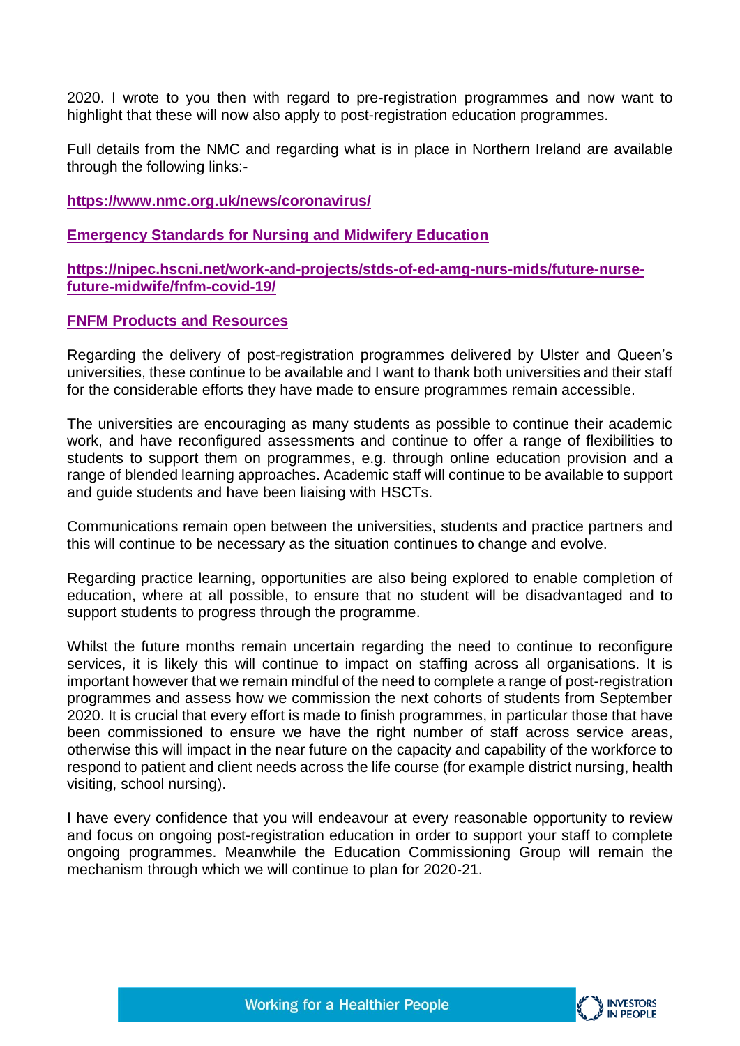2020. I wrote to you then with regard to pre-registration programmes and now want to highlight that these will now also apply to post-registration education programmes.

Full details from the NMC and regarding what is in place in Northern Ireland are available through the following links:-

**https://www.nmc.org.uk/news/coronavirus/**

**Emergency Standards for Nursing and Midwifery Education**

**https://nipec.hscni.net/work-and-projects/stds-of-ed-amg-nurs-mids/future-nurse-future-midwife/fnfm-covid-19/**

**FNFM Products and Resources**

Regarding the delivery of post-registration programmes delivered by Ulster and Queen's universities, these continue to be available and I want to thank both universities and their staff for the considerable efforts they have made to ensure programmes remain accessible.

The universities are encouraging as many students as possible to continue their academic work, and have reconfigured assessments and continue to offer a range of flexibilities to students to support them on programmes, e.g. through online education provision and a range of blended learning approaches. Academic staff will continue to be available to support and guide students and have been liaising with HSCTs.

Communications remain open between the universities, students and practice partners and this will continue to be necessary as the situation continues to change and evolve.

Regarding practice learning, opportunities are also being explored to enable completion of education, where at all possible, to ensure that no student will be disadvantaged and to support students to progress through the programme.

Whilst the future months remain uncertain regarding the need to continue to reconfigure services, it is likely this will continue to impact on staffing across all organisations. It is important however that we remain mindful of the need to complete a range of post-registration programmes and assess how we commission the next cohorts of students from September 2020. It is crucial that every effort is made to finish programmes, in particular those that have been commissioned to ensure we have the right number of staff across service areas, otherwise this will impact in the near future on the capacity and capability of the workforce to respond to patient and client needs across the life course (for example district nursing, health visiting, school nursing).

I have every confidence that you will endeavour at every reasonable opportunity to review and focus on ongoing post-registration education in order to support your staff to complete ongoing programmes. Meanwhile the Education Commissioning Group will remain the mechanism through which we will continue to plan for 2020-21.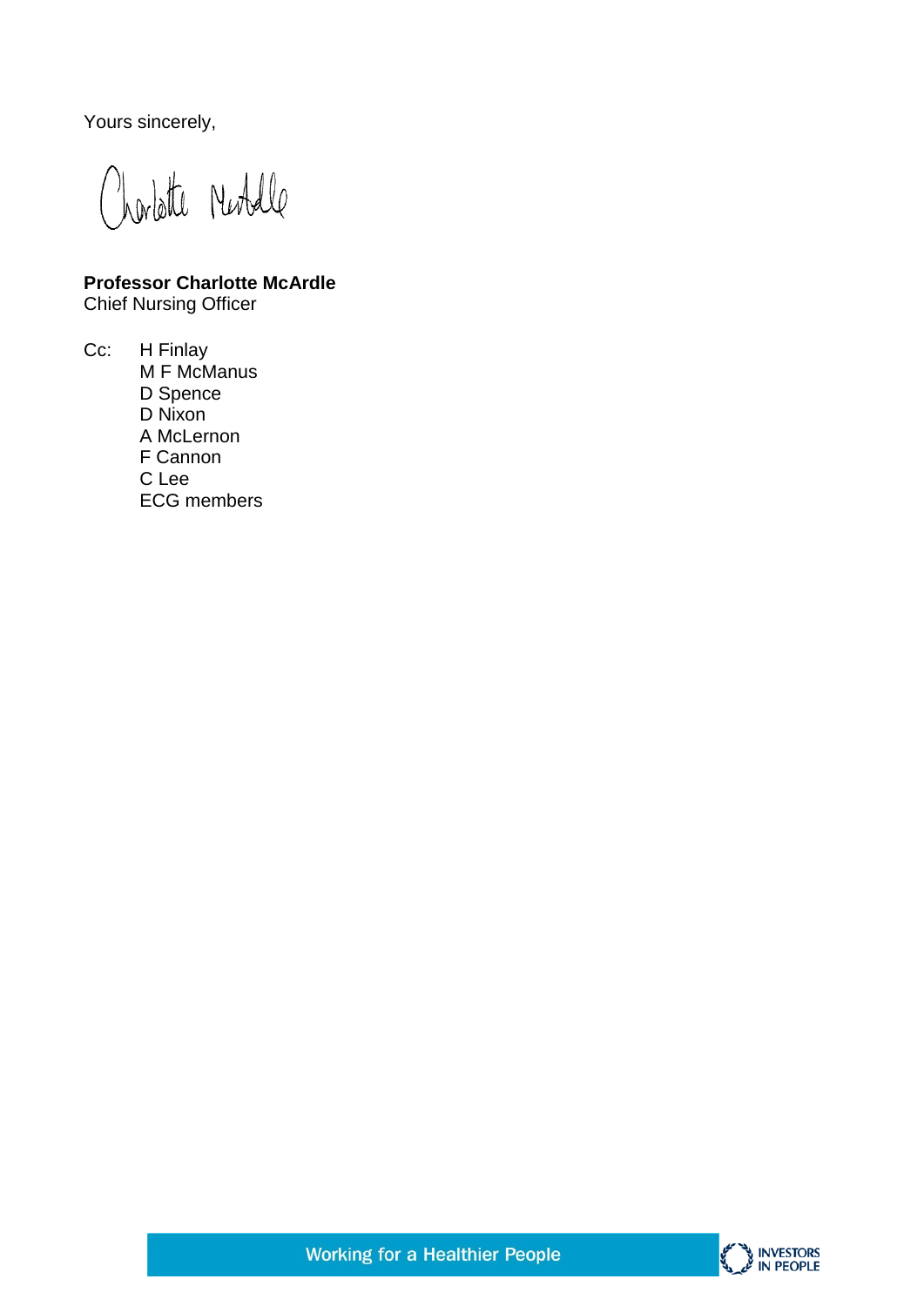Yours sincerely,

**Professor Charlotte McArdle**
Chief Nursing Officer

Cc: H Finlay
M F McManus
D Spence
D Nixon
A McLernon
F Cannon
C Lee
ECG members